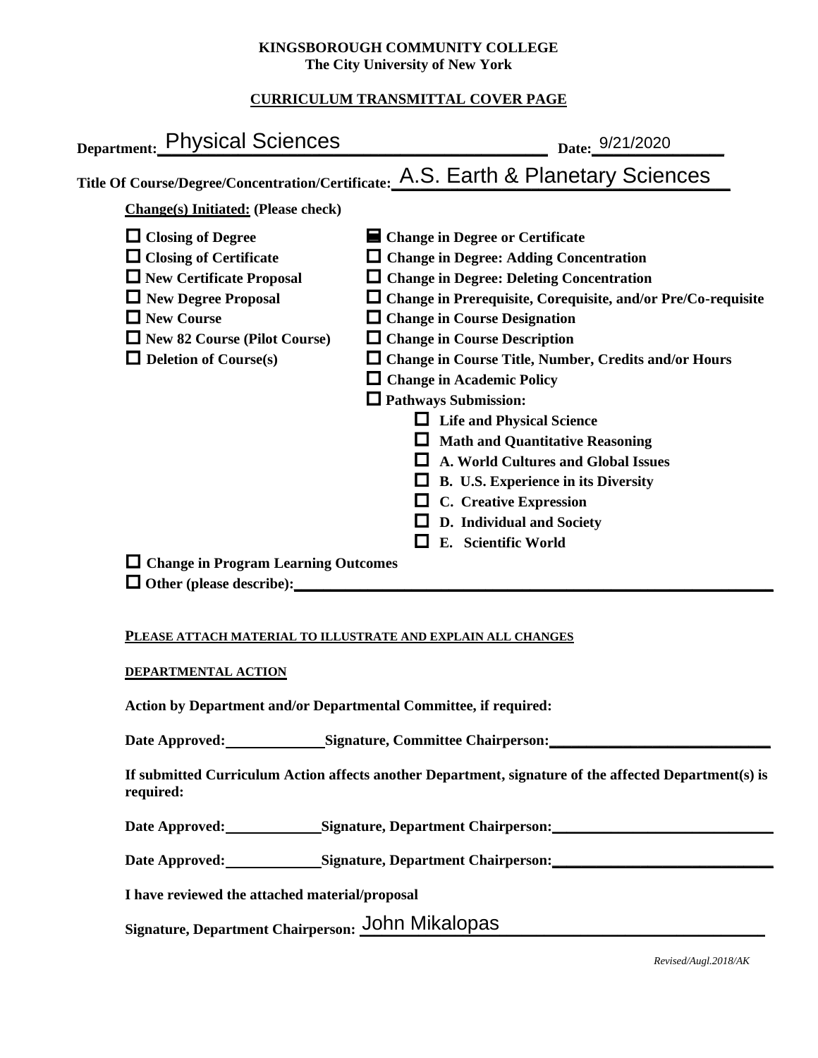**KINGSBOROUGH COMMUNITY COLLEGE**
**The City University of New York**

**CURRICULUM TRANSMITTAL COVER PAGE**

**Department:** Physical Sciences **Date:** 9/21/2020

**Title Of Course/Degree/Concentration/Certificate:** A.S. Earth & Planetary Sciences

**Change(s) Initiated:** (Please check)

- ☐ Closing of Degree
- ☐ Closing of Certificate
- ☐ New Certificate Proposal
- ☐ New Degree Proposal
- ☐ New Course
- ☐ New 82 Course (Pilot Course)
- ☐ Deletion of Course(s)
- ☒ Change in Degree or Certificate
- ☐ Change in Degree: Adding Concentration
- ☐ Change in Degree: Deleting Concentration
- ☐ Change in Prerequisite, Corequisite, and/or Pre/Co-requisite
- ☐ Change in Course Designation
- ☐ Change in Course Description
- ☐ Change in Course Title, Number, Credits and/or Hours
- ☐ Change in Academic Policy
- ☐ Pathways Submission:
  - ☐ Life and Physical Science
  - ☐ Math and Quantitative Reasoning
  - ☐ A. World Cultures and Global Issues
  - ☐ B. U.S. Experience in its Diversity
  - ☐ C. Creative Expression
  - ☐ D. Individual and Society
  - ☐ E. Scientific World
- ☐ Change in Program Learning Outcomes
- ☐ Other (please describe): \_\_\_\_\_\_\_\_\_\_\_\_\_\_\_\_

**PLEASE ATTACH MATERIAL TO ILLUSTRATE AND EXPLAIN ALL CHANGES**

**DEPARTMENTAL ACTION**

**Action by Department and/or Departmental Committee, if required:**

**Date Approved:** \_\_\_\_\_\_\_\_ **Signature, Committee Chairperson:** \_\_\_\_\_\_\_\_\_\_\_\_\_\_\_\_

**If submitted Curriculum Action affects another Department, signature of the affected Department(s) is required:**

**Date Approved:** \_\_\_\_\_\_\_\_ **Signature, Department Chairperson:** \_\_\_\_\_\_\_\_\_\_\_\_\_\_\_\_

**Date Approved:** \_\_\_\_\_\_\_\_ **Signature, Department Chairperson:** \_\_\_\_\_\_\_\_\_\_\_\_\_\_\_\_

**I have reviewed the attached material/proposal**

**Signature, Department Chairperson:** John Mikalopas

*Revised/Augl.2018/AK*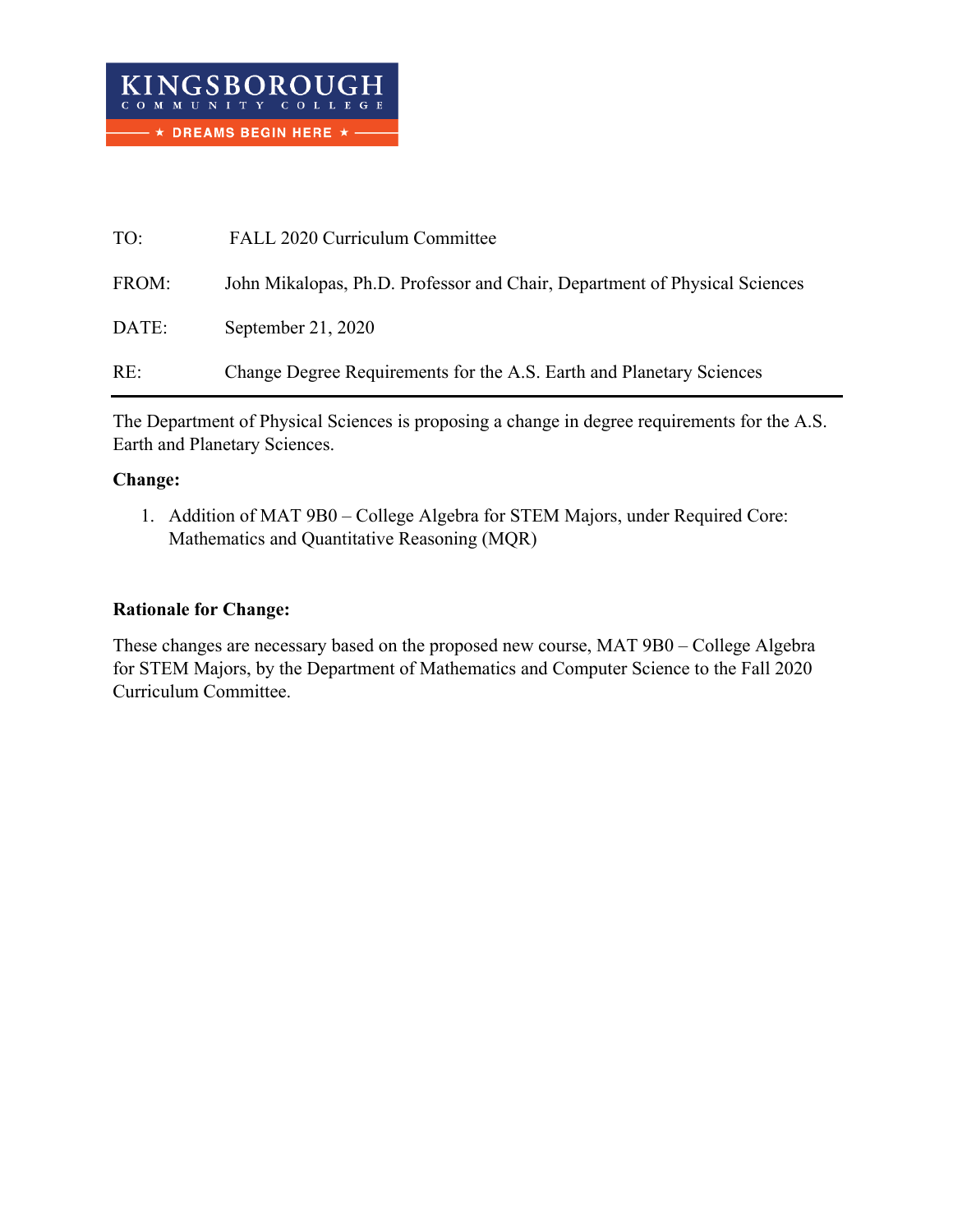KINGSBOROUGH COMMUNITY COLLEGE

★ DREAMS BEGIN HERE ★

| | |
|---|---|
| TO: | FALL 2020 Curriculum Committee |
| FROM: | John Mikalopas, Ph.D. Professor and Chair, Department of Physical Sciences |
| DATE: | September 21, 2020 |
| RE: | Change Degree Requirements for the A.S. Earth and Planetary Sciences |

---

The Department of Physical Sciences is proposing a change in degree requirements for the A.S. Earth and Planetary Sciences.

**Change:**

1. Addition of MAT 9B0 – College Algebra for STEM Majors, under Required Core: Mathematics and Quantitative Reasoning (MQR)

**Rationale for Change:**

These changes are necessary based on the proposed new course, MAT 9B0 – College Algebra for STEM Majors, by the Department of Mathematics and Computer Science to the Fall 2020 Curriculum Committee.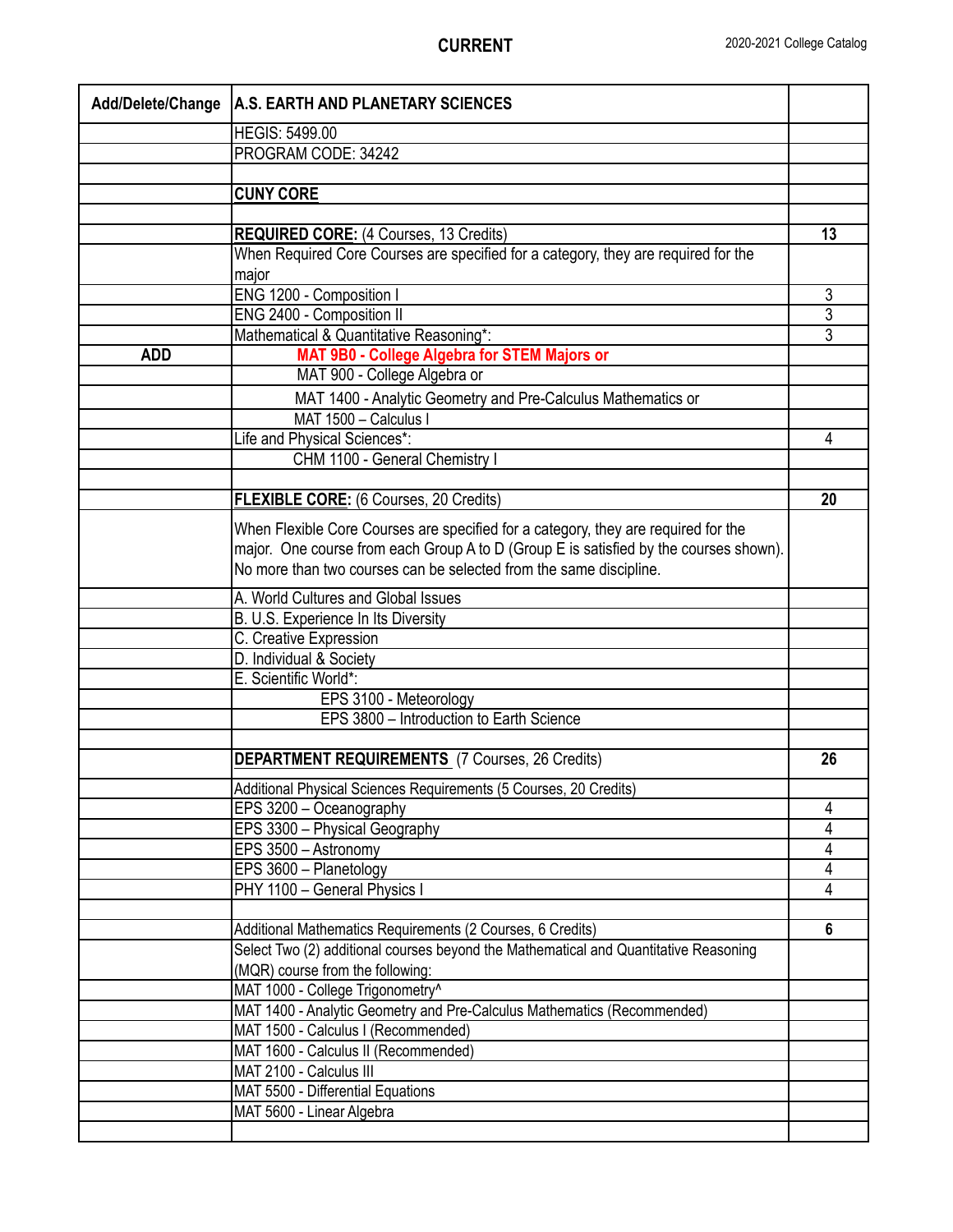**CURRENT** 2020-2021 College Catalog

| Add/Delete/Change | A.S. EARTH AND PLANETARY SCIENCES | |
|---|---|---|
| | HEGIS: 5499.00 | |
| | PROGRAM CODE: 34242 | |
| | | |
| | **CUNY CORE** | |
| | | |
| | **REQUIRED CORE:** (4 Courses, 13 Credits) | **13** |
| | When Required Core Courses are specified for a category, they are required for the major | |
| | ENG 1200 - Composition I | 3 |
| | ENG 2400 - Composition II | 3 |
| | Mathematical & Quantitative Reasoning*: | 3 |
| **ADD** | **MAT 9B0 - College Algebra for STEM Majors or** | |
| | MAT 900 - College Algebra or | |
| | MAT 1400 - Analytic Geometry and Pre-Calculus Mathematics or | |
| | MAT 1500 – Calculus I | |
| | Life and Physical Sciences*: | 4 |
| | CHM 1100 - General Chemistry I | |
| | | |
| | **FLEXIBLE CORE:** (6 Courses, 20 Credits) | **20** |
| | When Flexible Core Courses are specified for a category, they are required for the major. One course from each Group A to D (Group E is satisfied by the courses shown). No more than two courses can be selected from the same discipline. | |
| | A. World Cultures and Global Issues | |
| | B. U.S. Experience In Its Diversity | |
| | C. Creative Expression | |
| | D. Individual & Society | |
| | E. Scientific World*: | |
| | EPS 3100 - Meteorology | |
| | EPS 3800 – Introduction to Earth Science | |
| | | |
| | **DEPARTMENT REQUIREMENTS** (7 Courses, 26 Credits) | **26** |
| | Additional Physical Sciences Requirements (5 Courses, 20 Credits) | |
| | EPS 3200 – Oceanography | 4 |
| | EPS 3300 – Physical Geography | 4 |
| | EPS 3500 – Astronomy | 4 |
| | EPS 3600 – Planetology | 4 |
| | PHY 1100 – General Physics I | 4 |
| | | |
| | Additional Mathematics Requirements (2 Courses, 6 Credits) | **6** |
| | Select Two (2) additional courses beyond the Mathematical and Quantitative Reasoning (MQR) course from the following: | |
| | MAT 1000 - College Trigonometry^ | |
| | MAT 1400 - Analytic Geometry and Pre-Calculus Mathematics (Recommended) | |
| | MAT 1500 - Calculus I (Recommended) | |
| | MAT 1600 - Calculus II (Recommended) | |
| | MAT 2100 - Calculus III | |
| | MAT 5500 - Differential Equations | |
| | MAT 5600 - Linear Algebra | |
| | | |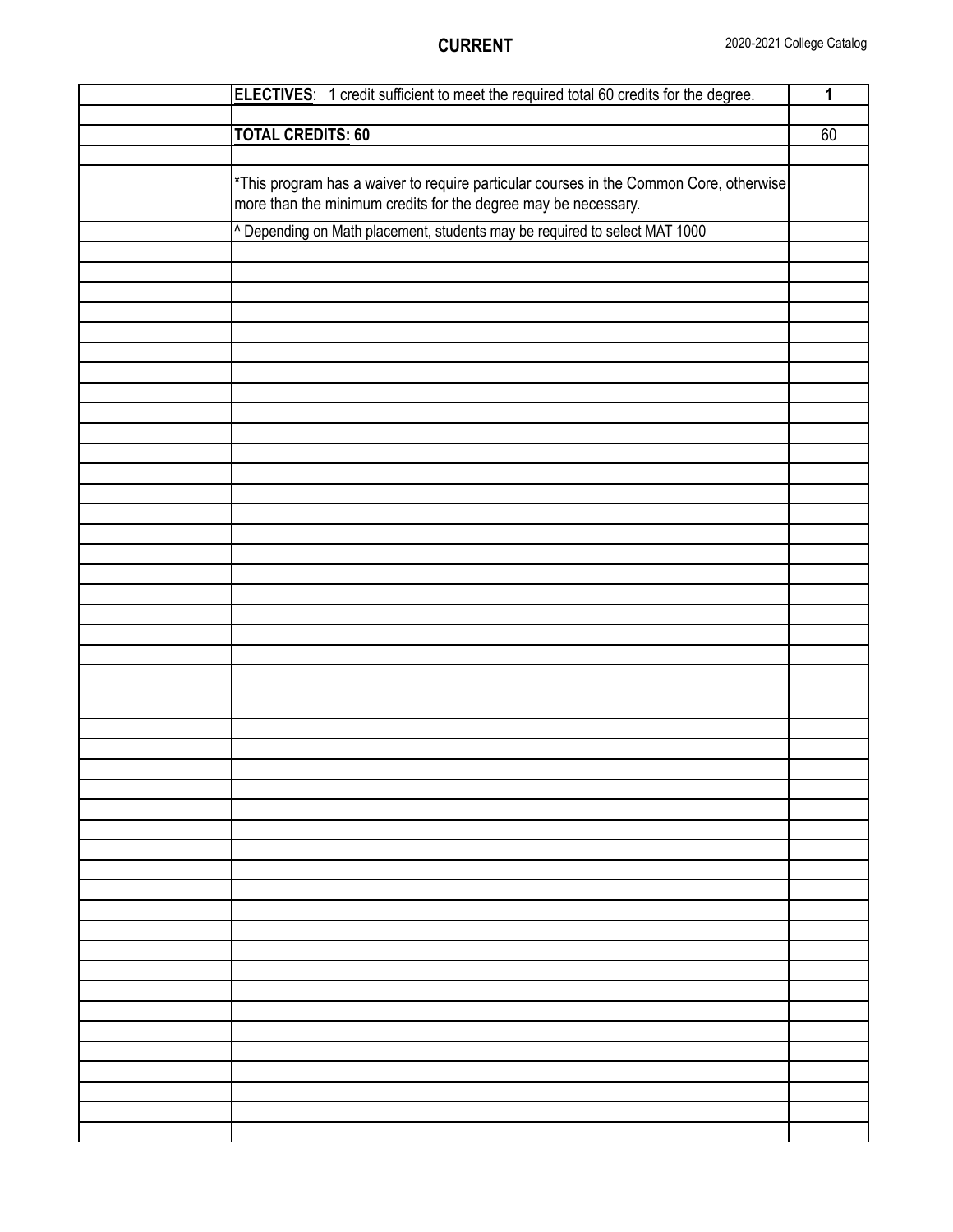| | | |
|---|---|---|
| | **ELECTIVES**: 1 credit sufficient to meet the required total 60 credits for the degree. | **1** |
| | | |
| | **TOTAL CREDITS: 60** | 60 |
| | | |
| | *This program has a waiver to require particular courses in the Common Core, otherwise more than the minimum credits for the degree may be necessary. | |
| | ^ Depending on Math placement, students may be required to select MAT 1000 | |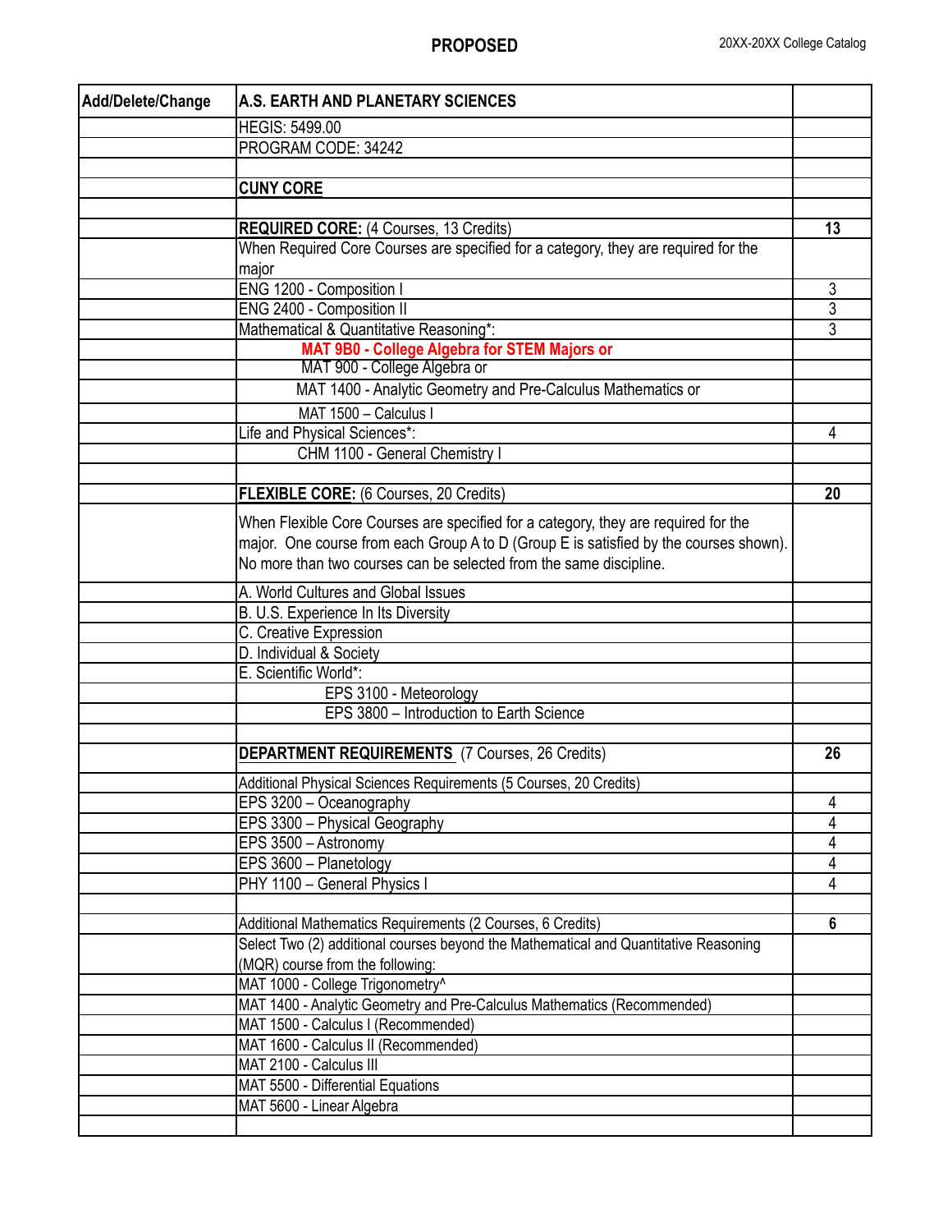PROPOSED

| Add/Delete/Change | A.S. EARTH AND PLANETARY SCIENCES | |
|---|---|---|
| | HEGIS: 5499.00 | |
| | PROGRAM CODE: 34242 | |
| | | |
| | **CUNY CORE** | |
| | | |
| | **REQUIRED CORE:** (4 Courses, 13 Credits) | **13** |
| | When Required Core Courses are specified for a category, they are required for the major | |
| | ENG 1200 - Composition I | 3 |
| | ENG 2400 - Composition II | 3 |
| | Mathematical & Quantitative Reasoning*: | 3 |
| | **MAT 9B0 - College Algebra for STEM Majors or** | |
| | MAT 900 - College Algebra or | |
| | MAT 1400 - Analytic Geometry and Pre-Calculus Mathematics or | |
| | MAT 1500 – Calculus I | |
| | Life and Physical Sciences*: | 4 |
| | CHM 1100 - General Chemistry I | |
| | | |
| | **FLEXIBLE CORE:** (6 Courses, 20 Credits) | **20** |
| | When Flexible Core Courses are specified for a category, they are required for the major. One course from each Group A to D (Group E is satisfied by the courses shown). No more than two courses can be selected from the same discipline. | |
| | A. World Cultures and Global Issues | |
| | B. U.S. Experience In Its Diversity | |
| | C. Creative Expression | |
| | D. Individual & Society | |
| | E. Scientific World*: | |
| | EPS 3100 - Meteorology | |
| | EPS 3800 – Introduction to Earth Science | |
| | | |
| | **DEPARTMENT REQUIREMENTS** (7 Courses, 26 Credits) | **26** |
| | Additional Physical Sciences Requirements (5 Courses, 20 Credits) | |
| | EPS 3200 – Oceanography | 4 |
| | EPS 3300 – Physical Geography | 4 |
| | EPS 3500 – Astronomy | 4 |
| | EPS 3600 – Planetology | 4 |
| | PHY 1100 – General Physics I | 4 |
| | | |
| | Additional Mathematics Requirements (2 Courses, 6 Credits) | **6** |
| | Select Two (2) additional courses beyond the Mathematical and Quantitative Reasoning (MQR) course from the following: | |
| | MAT 1000 - College Trigonometry^ | |
| | MAT 1400 - Analytic Geometry and Pre-Calculus Mathematics (Recommended) | |
| | MAT 1500 - Calculus I (Recommended) | |
| | MAT 1600 - Calculus II (Recommended) | |
| | MAT 2100 - Calculus III | |
| | MAT 5500 - Differential Equations | |
| | MAT 5600 - Linear Algebra | |
| | | |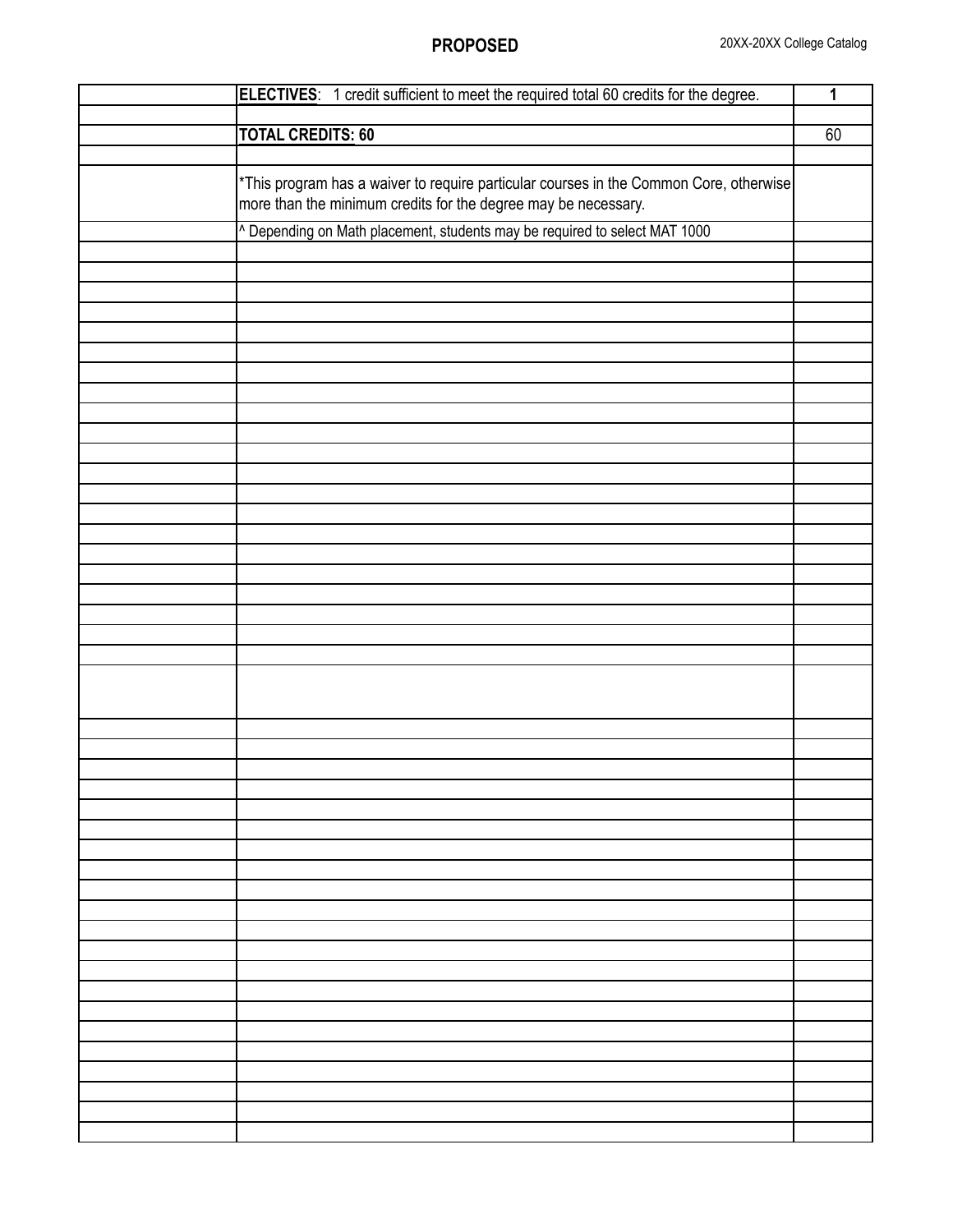**PROPOSED**

| | | |
|---|---|---|
| | **ELECTIVES**: 1 credit sufficient to meet the required total 60 credits for the degree. | **1** |
| | | |
| | **TOTAL CREDITS: 60** | 60 |
| | | |
| | *This program has a waiver to require particular courses in the Common Core, otherwise more than the minimum credits for the degree may be necessary. | |
| | ^ Depending on Math placement, students may be required to select MAT 1000 | |